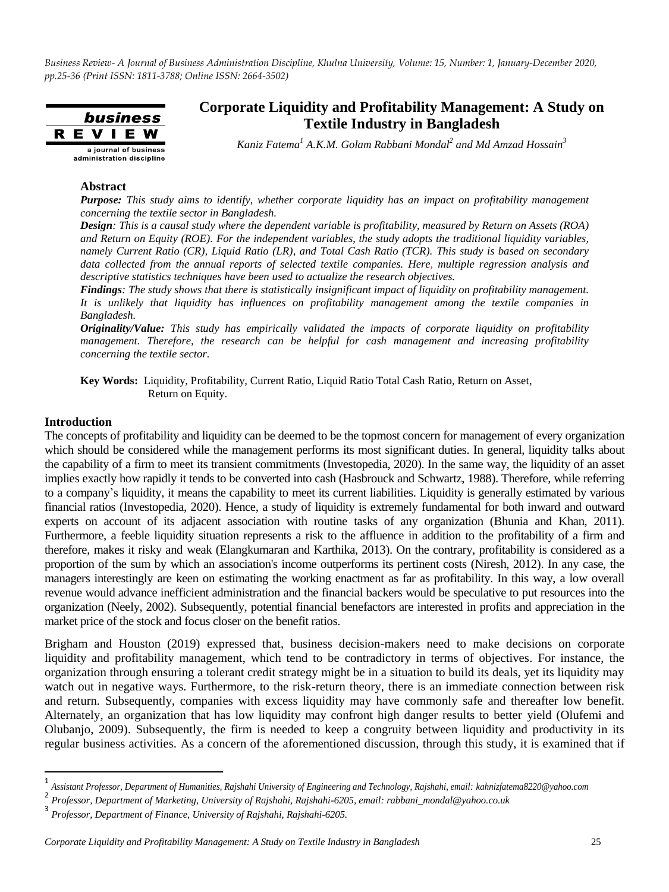# Corporate Liquidity and Profitability Management: A Study on Textile Industry in Bangladesh

*Kaniz Fatema[1] A.K.M. Golam Rabbani Mondal[2] and Md Amzad Hossain[3]*

## Abstract

***Purpose:*** *This study aims to identify, whether corporate liquidity has an impact on profitability management concerning the textile sector in Bangladesh.*

***Design****: This is a causal study where the dependent variable is profitability, measured by Return on Assets (ROA) and Return on Equity (ROE). For the independent variables, the study adopts the traditional liquidity variables, namely Current Ratio (CR), Liquid Ratio (LR), and Total Cash Ratio (TCR). This study is based on secondary data collected from the annual reports of selected textile companies. Here, multiple regression analysis and descriptive statistics techniques have been used to actualize the research objectives.*

***Findings****: The study shows that there is statistically insignificant impact of liquidity on profitability management. It is unlikely that liquidity has influences on profitability management among the textile companies in Bangladesh.*

***Originality/Value:*** *This study has empirically validated the impacts of corporate liquidity on profitability management. Therefore, the research can be helpful for cash management and increasing profitability concerning the textile sector.*

**Key Words:** Liquidity, Profitability, Current Ratio, Liquid Ratio Total Cash Ratio, Return on Asset, Return on Equity.

## Introduction

The concepts of profitability and liquidity can be deemed to be the topmost concern for management of every organization which should be considered while the management performs its most significant duties. In general, liquidity talks about the capability of a firm to meet its transient commitments (Investopedia, 2020). In the same way, the liquidity of an asset implies exactly how rapidly it tends to be converted into cash (Hasbrouck and Schwartz, 1988). Therefore, while referring to a company's liquidity, it means the capability to meet its current liabilities. Liquidity is generally estimated by various financial ratios (Investopedia, 2020). Hence, a study of liquidity is extremely fundamental for both inward and outward experts on account of its adjacent association with routine tasks of any organization (Bhunia and Khan, 2011). Furthermore, a feeble liquidity situation represents a risk to the affluence in addition to the profitability of a firm and therefore, makes it risky and weak (Elangkumaran and Karthika, 2013). On the contrary, profitability is considered as a proportion of the sum by which an association's income outperforms its pertinent costs (Niresh, 2012). In any case, the managers interestingly are keen on estimating the working enactment as far as profitability. In this way, a low overall revenue would advance inefficient administration and the financial backers would be speculative to put resources into the organization (Neely, 2002). Subsequently, potential financial benefactors are interested in profits and appreciation in the market price of the stock and focus closer on the benefit ratios.

Brigham and Houston (2019) expressed that, business decision-makers need to make decisions on corporate liquidity and profitability management, which tend to be contradictory in terms of objectives. For instance, the organization through ensuring a tolerant credit strategy might be in a situation to build its deals, yet its liquidity may watch out in negative ways. Furthermore, to the risk-return theory, there is an immediate connection between risk and return. Subsequently, companies with excess liquidity may have commonly safe and thereafter low benefit. Alternately, an organization that has low liquidity may confront high danger results to better yield (Olufemi and Olubanjo, 2009). Subsequently, the firm is needed to keep a congruity between liquidity and productivity in its regular business activities. As a concern of the aforementioned discussion, through this study, it is examined that if

---

[1] *Assistant Professor, Department of Humanities, Rajshahi University of Engineering and Technology, Rajshahi, email: kahnizfatema8220@yahoo.com*

[2] *Professor, Department of Marketing, University of Rajshahi, Rajshahi-6205, email: rabbani_mondal@yahoo.co.uk*

[3] *Professor, Department of Finance, University of Rajshahi, Rajshahi-6205.*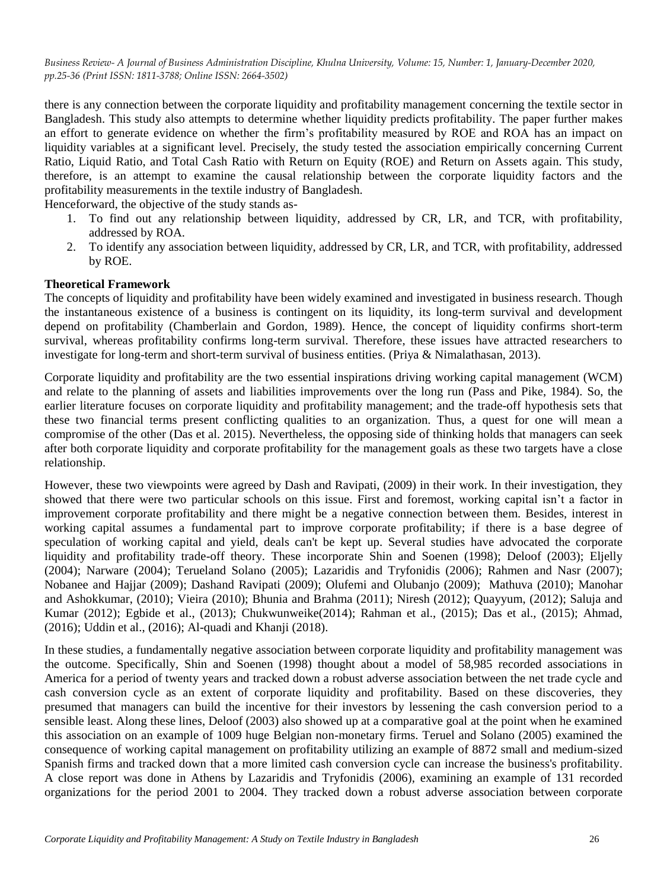there is any connection between the corporate liquidity and profitability management concerning the textile sector in Bangladesh. This study also attempts to determine whether liquidity predicts profitability. The paper further makes an effort to generate evidence on whether the firm's profitability measured by ROE and ROA has an impact on liquidity variables at a significant level. Precisely, the study tested the association empirically concerning Current Ratio, Liquid Ratio, and Total Cash Ratio with Return on Equity (ROE) and Return on Assets again. This study, therefore, is an attempt to examine the causal relationship between the corporate liquidity factors and the profitability measurements in the textile industry of Bangladesh.

Henceforward, the objective of the study stands as-

1. To find out any relationship between liquidity, addressed by CR, LR, and TCR, with profitability, addressed by ROA.
2. To identify any association between liquidity, addressed by CR, LR, and TCR, with profitability, addressed by ROE.

**Theoretical Framework**

The concepts of liquidity and profitability have been widely examined and investigated in business research. Though the instantaneous existence of a business is contingent on its liquidity, its long-term survival and development depend on profitability (Chamberlain and Gordon, 1989). Hence, the concept of liquidity confirms short-term survival, whereas profitability confirms long-term survival. Therefore, these issues have attracted researchers to investigate for long-term and short-term survival of business entities. (Priya & Nimalathasan, 2013).

Corporate liquidity and profitability are the two essential inspirations driving working capital management (WCM) and relate to the planning of assets and liabilities improvements over the long run (Pass and Pike, 1984). So, the earlier literature focuses on corporate liquidity and profitability management; and the trade-off hypothesis sets that these two financial terms present conflicting qualities to an organization. Thus, a quest for one will mean a compromise of the other (Das et al. 2015). Nevertheless, the opposing side of thinking holds that managers can seek after both corporate liquidity and corporate profitability for the management goals as these two targets have a close relationship.

However, these two viewpoints were agreed by Dash and Ravipati, (2009) in their work. In their investigation, they showed that there were two particular schools on this issue. First and foremost, working capital isn't a factor in improvement corporate profitability and there might be a negative connection between them. Besides, interest in working capital assumes a fundamental part to improve corporate profitability; if there is a base degree of speculation of working capital and yield, deals can't be kept up. Several studies have advocated the corporate liquidity and profitability trade-off theory. These incorporate Shin and Soenen (1998); Deloof (2003); Eljelly (2004); Narware (2004); Terueland Solano (2005); Lazaridis and Tryfonidis (2006); Rahmen and Nasr (2007); Nobanee and Hajjar (2009); Dashand Ravipati (2009); Olufemi and Olubanjo (2009); Mathuva (2010); Manohar and Ashokkumar, (2010); Vieira (2010); Bhunia and Brahma (2011); Niresh (2012); Quayyum, (2012); Saluja and Kumar (2012); Egbide et al., (2013); Chukwunweike(2014); Rahman et al., (2015); Das et al., (2015); Ahmad, (2016); Uddin et al., (2016); Al-quadi and Khanji (2018).

In these studies, a fundamentally negative association between corporate liquidity and profitability management was the outcome. Specifically, Shin and Soenen (1998) thought about a model of 58,985 recorded associations in America for a period of twenty years and tracked down a robust adverse association between the net trade cycle and cash conversion cycle as an extent of corporate liquidity and profitability. Based on these discoveries, they presumed that managers can build the incentive for their investors by lessening the cash conversion period to a sensible least. Along these lines, Deloof (2003) also showed up at a comparative goal at the point when he examined this association on an example of 1009 huge Belgian non-monetary firms. Teruel and Solano (2005) examined the consequence of working capital management on profitability utilizing an example of 8872 small and medium-sized Spanish firms and tracked down that a more limited cash conversion cycle can increase the business's profitability. A close report was done in Athens by Lazaridis and Tryfonidis (2006), examining an example of 131 recorded organizations for the period 2001 to 2004. They tracked down a robust adverse association between corporate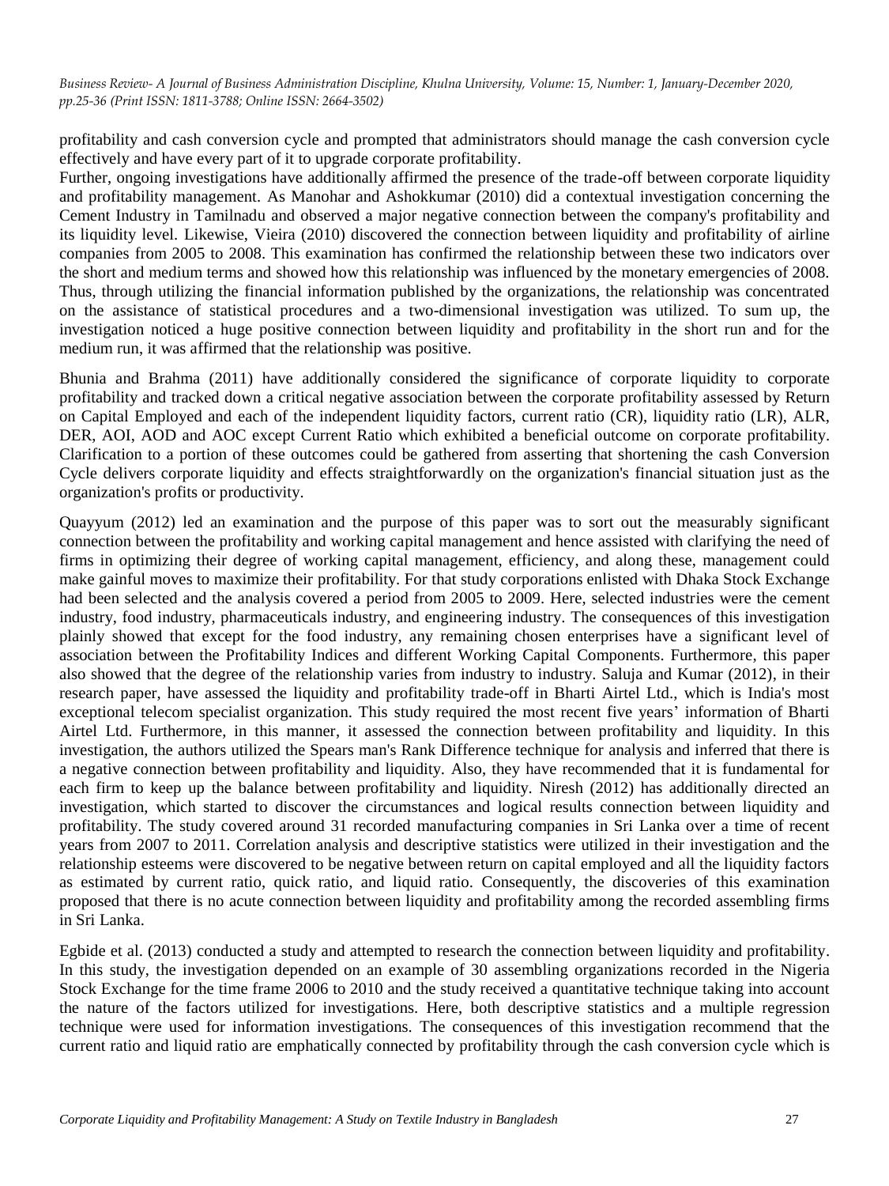profitability and cash conversion cycle and prompted that administrators should manage the cash conversion cycle effectively and have every part of it to upgrade corporate profitability.

Further, ongoing investigations have additionally affirmed the presence of the trade-off between corporate liquidity and profitability management. As Manohar and Ashokkumar (2010) did a contextual investigation concerning the Cement Industry in Tamilnadu and observed a major negative connection between the company's profitability and its liquidity level. Likewise, Vieira (2010) discovered the connection between liquidity and profitability of airline companies from 2005 to 2008. This examination has confirmed the relationship between these two indicators over the short and medium terms and showed how this relationship was influenced by the monetary emergencies of 2008. Thus, through utilizing the financial information published by the organizations, the relationship was concentrated on the assistance of statistical procedures and a two-dimensional investigation was utilized. To sum up, the investigation noticed a huge positive connection between liquidity and profitability in the short run and for the medium run, it was affirmed that the relationship was positive.

Bhunia and Brahma (2011) have additionally considered the significance of corporate liquidity to corporate profitability and tracked down a critical negative association between the corporate profitability assessed by Return on Capital Employed and each of the independent liquidity factors, current ratio (CR), liquidity ratio (LR), ALR, DER, AOI, AOD and AOC except Current Ratio which exhibited a beneficial outcome on corporate profitability. Clarification to a portion of these outcomes could be gathered from asserting that shortening the cash Conversion Cycle delivers corporate liquidity and effects straightforwardly on the organization's financial situation just as the organization's profits or productivity.

Quayyum (2012) led an examination and the purpose of this paper was to sort out the measurably significant connection between the profitability and working capital management and hence assisted with clarifying the need of firms in optimizing their degree of working capital management, efficiency, and along these, management could make gainful moves to maximize their profitability. For that study corporations enlisted with Dhaka Stock Exchange had been selected and the analysis covered a period from 2005 to 2009. Here, selected industries were the cement industry, food industry, pharmaceuticals industry, and engineering industry. The consequences of this investigation plainly showed that except for the food industry, any remaining chosen enterprises have a significant level of association between the Profitability Indices and different Working Capital Components. Furthermore, this paper also showed that the degree of the relationship varies from industry to industry. Saluja and Kumar (2012), in their research paper, have assessed the liquidity and profitability trade-off in Bharti Airtel Ltd., which is India's most exceptional telecom specialist organization. This study required the most recent five years' information of Bharti Airtel Ltd. Furthermore, in this manner, it assessed the connection between profitability and liquidity. In this investigation, the authors utilized the Spears man's Rank Difference technique for analysis and inferred that there is a negative connection between profitability and liquidity. Also, they have recommended that it is fundamental for each firm to keep up the balance between profitability and liquidity. Niresh (2012) has additionally directed an investigation, which started to discover the circumstances and logical results connection between liquidity and profitability. The study covered around 31 recorded manufacturing companies in Sri Lanka over a time of recent years from 2007 to 2011. Correlation analysis and descriptive statistics were utilized in their investigation and the relationship esteems were discovered to be negative between return on capital employed and all the liquidity factors as estimated by current ratio, quick ratio, and liquid ratio. Consequently, the discoveries of this examination proposed that there is no acute connection between liquidity and profitability among the recorded assembling firms in Sri Lanka.

Egbide et al. (2013) conducted a study and attempted to research the connection between liquidity and profitability. In this study, the investigation depended on an example of 30 assembling organizations recorded in the Nigeria Stock Exchange for the time frame 2006 to 2010 and the study received a quantitative technique taking into account the nature of the factors utilized for investigations. Here, both descriptive statistics and a multiple regression technique were used for information investigations. The consequences of this investigation recommend that the current ratio and liquid ratio are emphatically connected by profitability through the cash conversion cycle which is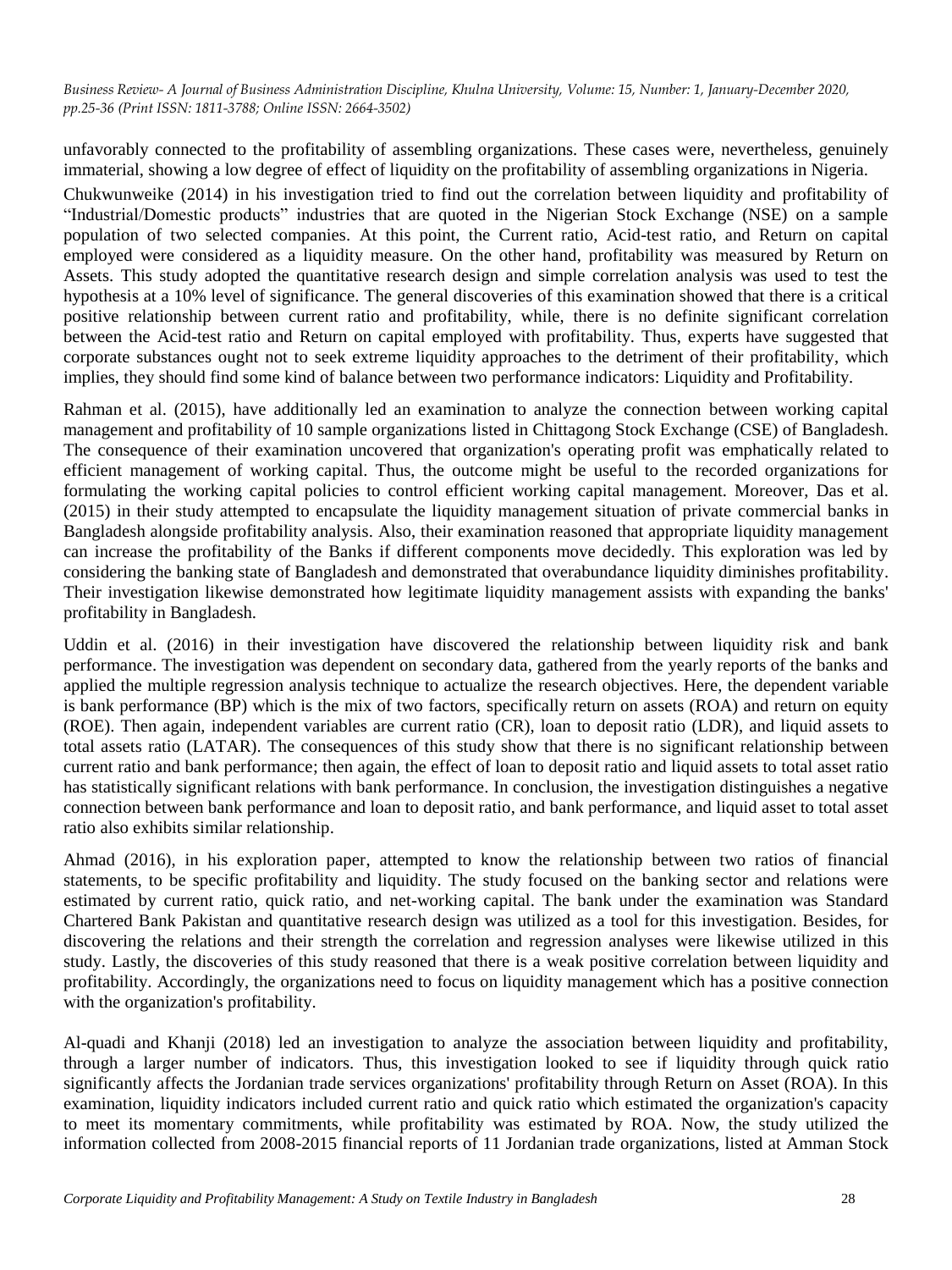unfavorably connected to the profitability of assembling organizations. These cases were, nevertheless, genuinely immaterial, showing a low degree of effect of liquidity on the profitability of assembling organizations in Nigeria.

Chukwunweike (2014) in his investigation tried to find out the correlation between liquidity and profitability of "Industrial/Domestic products" industries that are quoted in the Nigerian Stock Exchange (NSE) on a sample population of two selected companies. At this point, the Current ratio, Acid-test ratio, and Return on capital employed were considered as a liquidity measure. On the other hand, profitability was measured by Return on Assets. This study adopted the quantitative research design and simple correlation analysis was used to test the hypothesis at a 10% level of significance. The general discoveries of this examination showed that there is a critical positive relationship between current ratio and profitability, while, there is no definite significant correlation between the Acid-test ratio and Return on capital employed with profitability. Thus, experts have suggested that corporate substances ought not to seek extreme liquidity approaches to the detriment of their profitability, which implies, they should find some kind of balance between two performance indicators: Liquidity and Profitability.

Rahman et al. (2015), have additionally led an examination to analyze the connection between working capital management and profitability of 10 sample organizations listed in Chittagong Stock Exchange (CSE) of Bangladesh. The consequence of their examination uncovered that organization's operating profit was emphatically related to efficient management of working capital. Thus, the outcome might be useful to the recorded organizations for formulating the working capital policies to control efficient working capital management. Moreover, Das et al. (2015) in their study attempted to encapsulate the liquidity management situation of private commercial banks in Bangladesh alongside profitability analysis. Also, their examination reasoned that appropriate liquidity management can increase the profitability of the Banks if different components move decidedly. This exploration was led by considering the banking state of Bangladesh and demonstrated that overabundance liquidity diminishes profitability. Their investigation likewise demonstrated how legitimate liquidity management assists with expanding the banks' profitability in Bangladesh.

Uddin et al. (2016) in their investigation have discovered the relationship between liquidity risk and bank performance. The investigation was dependent on secondary data, gathered from the yearly reports of the banks and applied the multiple regression analysis technique to actualize the research objectives. Here, the dependent variable is bank performance (BP) which is the mix of two factors, specifically return on assets (ROA) and return on equity (ROE). Then again, independent variables are current ratio (CR), loan to deposit ratio (LDR), and liquid assets to total assets ratio (LATAR). The consequences of this study show that there is no significant relationship between current ratio and bank performance; then again, the effect of loan to deposit ratio and liquid assets to total asset ratio has statistically significant relations with bank performance. In conclusion, the investigation distinguishes a negative connection between bank performance and loan to deposit ratio, and bank performance, and liquid asset to total asset ratio also exhibits similar relationship.

Ahmad (2016), in his exploration paper, attempted to know the relationship between two ratios of financial statements, to be specific profitability and liquidity. The study focused on the banking sector and relations were estimated by current ratio, quick ratio, and net-working capital. The bank under the examination was Standard Chartered Bank Pakistan and quantitative research design was utilized as a tool for this investigation. Besides, for discovering the relations and their strength the correlation and regression analyses were likewise utilized in this study. Lastly, the discoveries of this study reasoned that there is a weak positive correlation between liquidity and profitability. Accordingly, the organizations need to focus on liquidity management which has a positive connection with the organization's profitability.

Al-quadi and Khanji (2018) led an investigation to analyze the association between liquidity and profitability, through a larger number of indicators. Thus, this investigation looked to see if liquidity through quick ratio significantly affects the Jordanian trade services organizations' profitability through Return on Asset (ROA). In this examination, liquidity indicators included current ratio and quick ratio which estimated the organization's capacity to meet its momentary commitments, while profitability was estimated by ROA. Now, the study utilized the information collected from 2008-2015 financial reports of 11 Jordanian trade organizations, listed at Amman Stock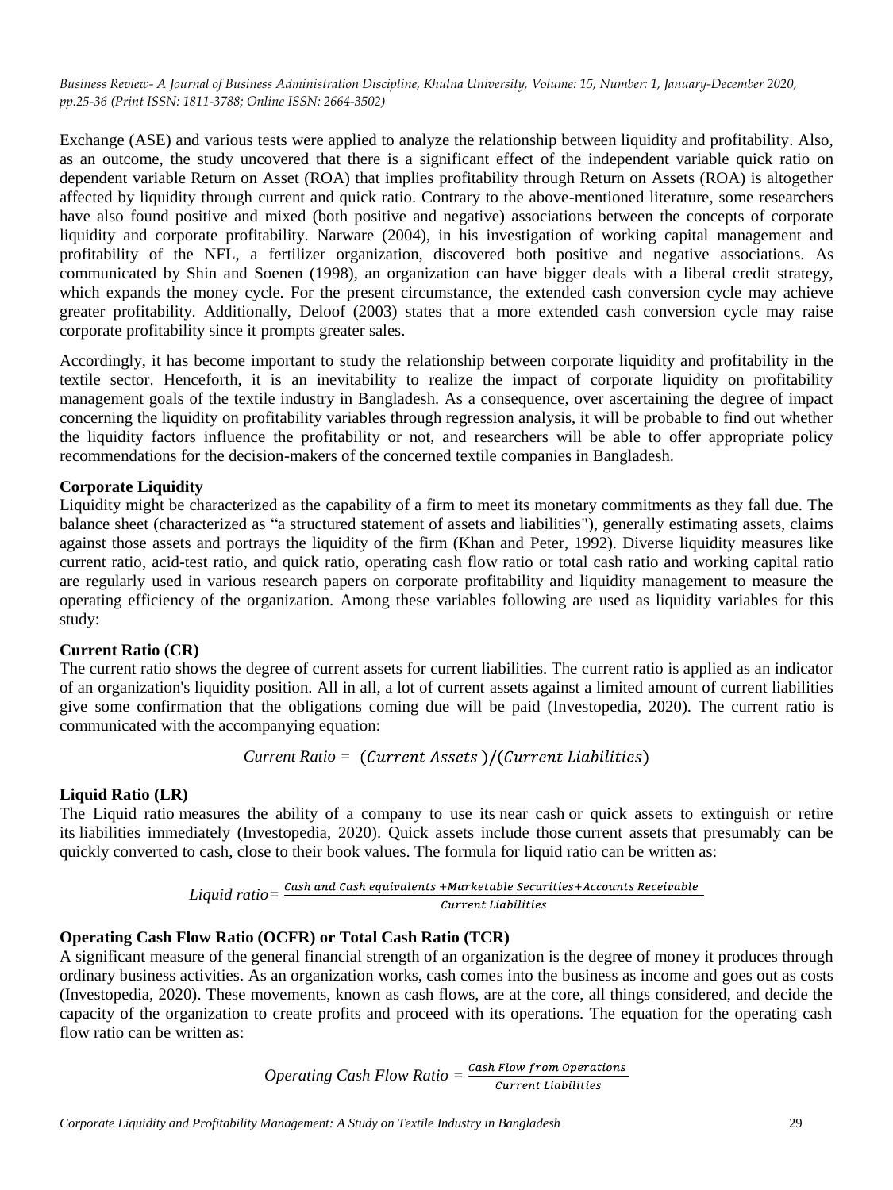Exchange (ASE) and various tests were applied to analyze the relationship between liquidity and profitability. Also, as an outcome, the study uncovered that there is a significant effect of the independent variable quick ratio on dependent variable Return on Asset (ROA) that implies profitability through Return on Assets (ROA) is altogether affected by liquidity through current and quick ratio. Contrary to the above-mentioned literature, some researchers have also found positive and mixed (both positive and negative) associations between the concepts of corporate liquidity and corporate profitability. Narware (2004), in his investigation of working capital management and profitability of the NFL, a fertilizer organization, discovered both positive and negative associations. As communicated by Shin and Soenen (1998), an organization can have bigger deals with a liberal credit strategy, which expands the money cycle. For the present circumstance, the extended cash conversion cycle may achieve greater profitability. Additionally, Deloof (2003) states that a more extended cash conversion cycle may raise corporate profitability since it prompts greater sales.

Accordingly, it has become important to study the relationship between corporate liquidity and profitability in the textile sector. Henceforth, it is an inevitability to realize the impact of corporate liquidity on profitability management goals of the textile industry in Bangladesh. As a consequence, over ascertaining the degree of impact concerning the liquidity on profitability variables through regression analysis, it will be probable to find out whether the liquidity factors influence the profitability or not, and researchers will be able to offer appropriate policy recommendations for the decision-makers of the concerned textile companies in Bangladesh.

**Corporate Liquidity**

Liquidity might be characterized as the capability of a firm to meet its monetary commitments as they fall due. The balance sheet (characterized as "a structured statement of assets and liabilities"), generally estimating assets, claims against those assets and portrays the liquidity of the firm (Khan and Peter, 1992). Diverse liquidity measures like current ratio, acid-test ratio, and quick ratio, operating cash flow ratio or total cash ratio and working capital ratio are regularly used in various research papers on corporate profitability and liquidity management to measure the operating efficiency of the organization. Among these variables following are used as liquidity variables for this study:

**Current Ratio (CR)**

The current ratio shows the degree of current assets for current liabilities. The current ratio is applied as an indicator of an organization's liquidity position. All in all, a lot of current assets against a limited amount of current liabilities give some confirmation that the obligations coming due will be paid (Investopedia, 2020). The current ratio is communicated with the accompanying equation:

$$\textit{Current Ratio} = (\textit{Current Assets})/(\textit{Current Liabilities})$$

**Liquid Ratio (LR)**

The Liquid ratio measures the ability of a company to use its near cash or quick assets to extinguish or retire its liabilities immediately (Investopedia, 2020). Quick assets include those current assets that presumably can be quickly converted to cash, close to their book values. The formula for liquid ratio can be written as:

$$\textit{Liquid ratio} = \frac{\textit{Cash and Cash equivalents} + \textit{Marketable Securities} + \textit{Accounts Receivable}}{\textit{Current Liabilities}}$$

**Operating Cash Flow Ratio (OCFR) or Total Cash Ratio (TCR)**

A significant measure of the general financial strength of an organization is the degree of money it produces through ordinary business activities. As an organization works, cash comes into the business as income and goes out as costs (Investopedia, 2020). These movements, known as cash flows, are at the core, all things considered, and decide the capacity of the organization to create profits and proceed with its operations. The equation for the operating cash flow ratio can be written as:

$$\textit{Operating Cash Flow Ratio} = \frac{\textit{Cash Flow from Operations}}{\textit{Current Liabilities}}$$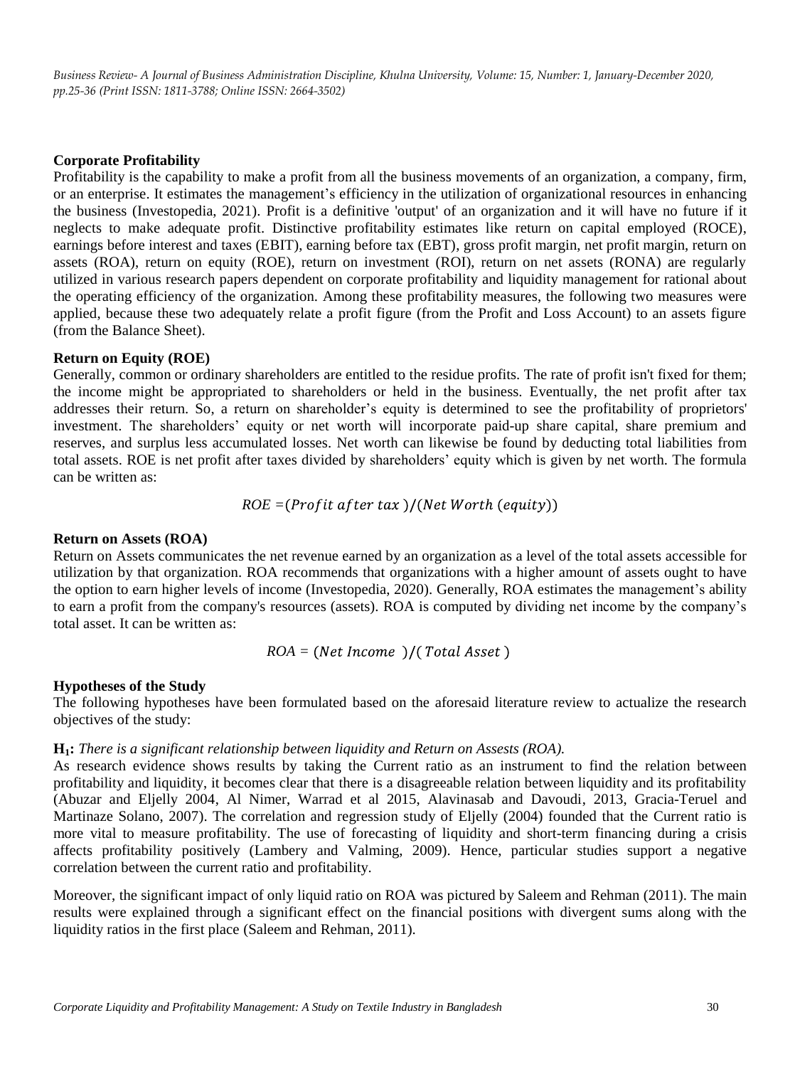**Corporate Profitability**

Profitability is the capability to make a profit from all the business movements of an organization, a company, firm, or an enterprise. It estimates the management's efficiency in the utilization of organizational resources in enhancing the business (Investopedia, 2021). Profit is a definitive 'output' of an organization and it will have no future if it neglects to make adequate profit. Distinctive profitability estimates like return on capital employed (ROCE), earnings before interest and taxes (EBIT), earning before tax (EBT), gross profit margin, net profit margin, return on assets (ROA), return on equity (ROE), return on investment (ROI), return on net assets (RONA) are regularly utilized in various research papers dependent on corporate profitability and liquidity management for rational about the operating efficiency of the organization. Among these profitability measures, the following two measures were applied, because these two adequately relate a profit figure (from the Profit and Loss Account) to an assets figure (from the Balance Sheet).

**Return on Equity (ROE)**

Generally, common or ordinary shareholders are entitled to the residue profits. The rate of profit isn't fixed for them; the income might be appropriated to shareholders or held in the business. Eventually, the net profit after tax addresses their return. So, a return on shareholder's equity is determined to see the profitability of proprietors' investment. The shareholders' equity or net worth will incorporate paid-up share capital, share premium and reserves, and surplus less accumulated losses. Net worth can likewise be found by deducting total liabilities from total assets. ROE is net profit after taxes divided by shareholders' equity which is given by net worth. The formula can be written as:

$$ROE = (Profit\ after\ tax)/(Net\ Worth\ (equity))$$

**Return on Assets (ROA)**

Return on Assets communicates the net revenue earned by an organization as a level of the total assets accessible for utilization by that organization. ROA recommends that organizations with a higher amount of assets ought to have the option to earn higher levels of income (Investopedia, 2020). Generally, ROA estimates the management's ability to earn a profit from the company's resources (assets). ROA is computed by dividing net income by the company's total asset. It can be written as:

$$ROA = (Net\ Income)/(Total\ Asset)$$

**Hypotheses of the Study**

The following hypotheses have been formulated based on the aforesaid literature review to actualize the research objectives of the study:

**H$_1$:** *There is a significant relationship between liquidity and Return on Assests (ROA).*

As research evidence shows results by taking the Current ratio as an instrument to find the relation between profitability and liquidity, it becomes clear that there is a disagreeable relation between liquidity and its profitability (Abuzar and Eljelly 2004, Al Nimer, Warrad et al 2015, Alavinasab and Davoudi, 2013, Gracia-Teruel and Martinaze Solano, 2007). The correlation and regression study of Eljelly (2004) founded that the Current ratio is more vital to measure profitability. The use of forecasting of liquidity and short-term financing during a crisis affects profitability positively (Lambery and Valming, 2009). Hence, particular studies support a negative correlation between the current ratio and profitability.

Moreover, the significant impact of only liquid ratio on ROA was pictured by Saleem and Rehman (2011). The main results were explained through a significant effect on the financial positions with divergent sums along with the liquidity ratios in the first place (Saleem and Rehman, 2011).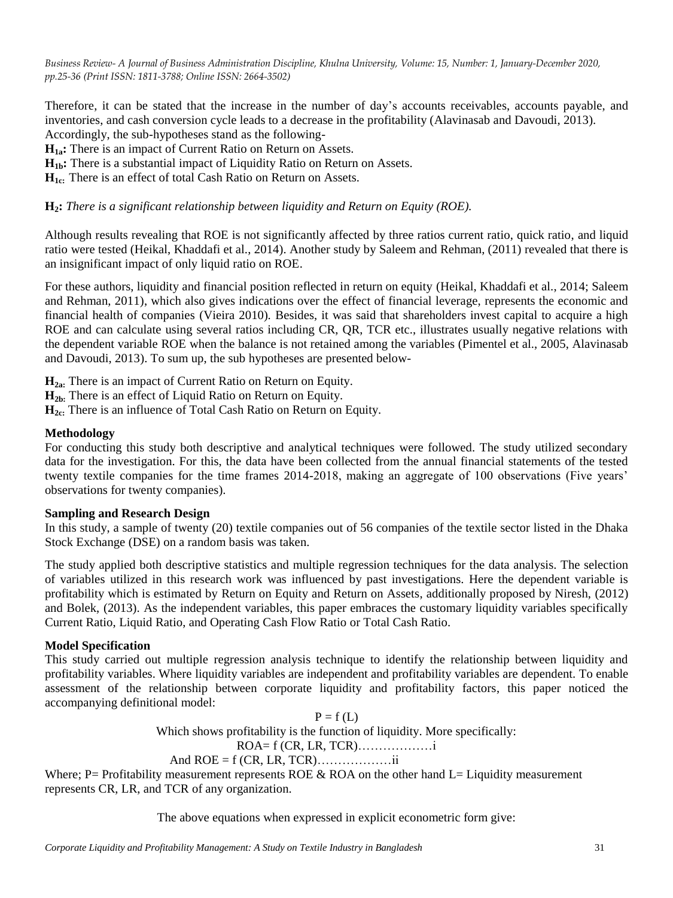Therefore, it can be stated that the increase in the number of day's accounts receivables, accounts payable, and inventories, and cash conversion cycle leads to a decrease in the profitability (Alavinasab and Davoudi, 2013). Accordingly, the sub-hypotheses stand as the following-

**$H_{1a}$:** There is an impact of Current Ratio on Return on Assets.

**$H_{1b}$:** There is a substantial impact of Liquidity Ratio on Return on Assets.

**$H_{1c}$:** There is an effect of total Cash Ratio on Return on Assets.

**$H_2$:** *There is a significant relationship between liquidity and Return on Equity (ROE).*

Although results revealing that ROE is not significantly affected by three ratios current ratio, quick ratio, and liquid ratio were tested (Heikal, Khaddafi et al., 2014). Another study by Saleem and Rehman, (2011) revealed that there is an insignificant impact of only liquid ratio on ROE.

For these authors, liquidity and financial position reflected in return on equity (Heikal, Khaddafi et al., 2014; Saleem and Rehman, 2011), which also gives indications over the effect of financial leverage, represents the economic and financial health of companies (Vieira 2010). Besides, it was said that shareholders invest capital to acquire a high ROE and can calculate using several ratios including CR, QR, TCR etc., illustrates usually negative relations with the dependent variable ROE when the balance is not retained among the variables (Pimentel et al., 2005, Alavinasab and Davoudi, 2013). To sum up, the sub hypotheses are presented below-

**$H_{2a}$:** There is an impact of Current Ratio on Return on Equity.

**$H_{2b}$:** There is an effect of Liquid Ratio on Return on Equity.

**$H_{2c}$:** There is an influence of Total Cash Ratio on Return on Equity.

### Methodology

For conducting this study both descriptive and analytical techniques were followed. The study utilized secondary data for the investigation. For this, the data have been collected from the annual financial statements of the tested twenty textile companies for the time frames 2014-2018, making an aggregate of 100 observations (Five years' observations for twenty companies).

### Sampling and Research Design

In this study, a sample of twenty (20) textile companies out of 56 companies of the textile sector listed in the Dhaka Stock Exchange (DSE) on a random basis was taken.

The study applied both descriptive statistics and multiple regression techniques for the data analysis. The selection of variables utilized in this research work was influenced by past investigations. Here the dependent variable is profitability which is estimated by Return on Equity and Return on Assets, additionally proposed by Niresh, (2012) and Bolek, (2013). As the independent variables, this paper embraces the customary liquidity variables specifically Current Ratio, Liquid Ratio, and Operating Cash Flow Ratio or Total Cash Ratio.

### Model Specification

This study carried out multiple regression analysis technique to identify the relationship between liquidity and profitability variables. Where liquidity variables are independent and profitability variables are dependent. To enable assessment of the relationship between corporate liquidity and profitability factors, this paper noticed the accompanying definitional model:

$$P = f(L)$$

Which shows profitability is the function of liquidity. More specifically:

$$ROA = f(CR, LR, TCR) \ldots\ldots\ldots\ldots\ldots\ldots i$$

$$\text{And } ROE = f(CR, LR, TCR) \ldots\ldots\ldots\ldots\ldots\ldots ii$$

Where; P= Profitability measurement represents ROE & ROA on the other hand L= Liquidity measurement represents CR, LR, and TCR of any organization.

The above equations when expressed in explicit econometric form give: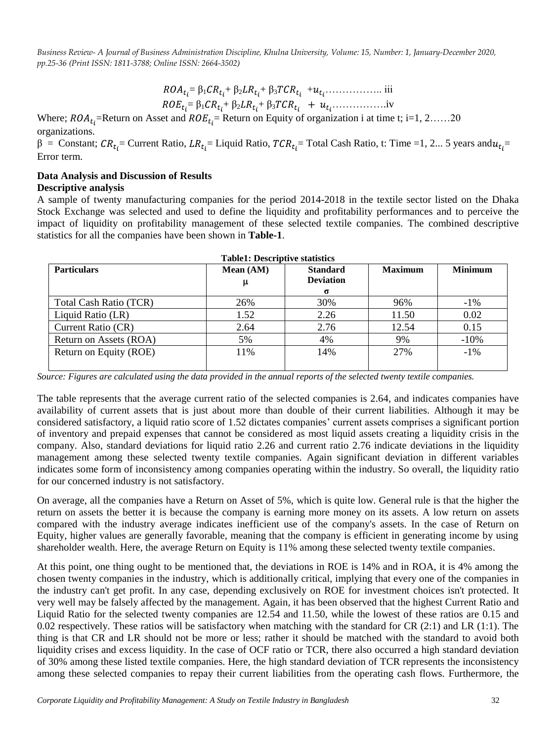$$ROA_{t_i} = \beta_1 CR_{t_i} + \beta_2 LR_{t_i} + \beta_3 TCR_{t_i} + u_{t_i} \ldots\ldots\ldots\ldots\ldots\ldots \text{iii}$$

$$ROE_{t_i} = \beta_1 CR_{t_i} + \beta_2 LR_{t_i} + \beta_3 TCR_{t_i} + u_{t_i} \ldots\ldots\ldots\ldots\ldots\ldots \text{iv}$$

Where; $ROA_{t_i}$=Return on Asset and $ROE_{t_i}$= Return on Equity of organization i at time t; i=1, 2……20 organizations.

β = Constant; $CR_{t_i}$= Current Ratio, $LR_{t_i}$= Liquid Ratio, $TCR_{t_i}$= Total Cash Ratio, t: Time =1, 2... 5 years and $u_{t_i}$= Error term.

## Data Analysis and Discussion of Results

### Descriptive analysis

A sample of twenty manufacturing companies for the period 2014-2018 in the textile sector listed on the Dhaka Stock Exchange was selected and used to define the liquidity and profitability performances and to perceive the impact of liquidity on profitability management of these selected textile companies. The combined descriptive statistics for all the companies have been shown in **Table-1**.

**Table1: Descriptive statistics**

| Particulars | Mean (AM) μ | Standard Deviation σ | Maximum | Minimum |
|---|---|---|---|---|
| Total Cash Ratio (TCR) | 26% | 30% | 96% | -1% |
| Liquid Ratio (LR) | 1.52 | 2.26 | 11.50 | 0.02 |
| Current Ratio (CR) | 2.64 | 2.76 | 12.54 | 0.15 |
| Return on Assets (ROA) | 5% | 4% | 9% | -10% |
| Return on Equity (ROE) | 11% | 14% | 27% | -1% |

*Source: Figures are calculated using the data provided in the annual reports of the selected twenty textile companies.*

The table represents that the average current ratio of the selected companies is 2.64, and indicates companies have availability of current assets that is just about more than double of their current liabilities. Although it may be considered satisfactory, a liquid ratio score of 1.52 dictates companies' current assets comprises a significant portion of inventory and prepaid expenses that cannot be considered as most liquid assets creating a liquidity crisis in the company. Also, standard deviations for liquid ratio 2.26 and current ratio 2.76 indicate deviations in the liquidity management among these selected twenty textile companies. Again significant deviation in different variables indicates some form of inconsistency among companies operating within the industry. So overall, the liquidity ratio for our concerned industry is not satisfactory.

On average, all the companies have a Return on Asset of 5%, which is quite low. General rule is that the higher the return on assets the better it is because the company is earning more money on its assets. A low return on assets compared with the industry average indicates inefficient use of the company's assets. In the case of Return on Equity, higher values are generally favorable, meaning that the company is efficient in generating income by using shareholder wealth. Here, the average Return on Equity is 11% among these selected twenty textile companies.

At this point, one thing ought to be mentioned that, the deviations in ROE is 14% and in ROA, it is 4% among the chosen twenty companies in the industry, which is additionally critical, implying that every one of the companies in the industry can't get profit. In any case, depending exclusively on ROE for investment choices isn't protected. It very well may be falsely affected by the management. Again, it has been observed that the highest Current Ratio and Liquid Ratio for the selected twenty companies are 12.54 and 11.50, while the lowest of these ratios are 0.15 and 0.02 respectively. These ratios will be satisfactory when matching with the standard for CR (2:1) and LR (1:1). The thing is that CR and LR should not be more or less; rather it should be matched with the standard to avoid both liquidity crises and excess liquidity. In the case of OCF ratio or TCR, there also occurred a high standard deviation of 30% among these listed textile companies. Here, the high standard deviation of TCR represents the inconsistency among these selected companies to repay their current liabilities from the operating cash flows. Furthermore, the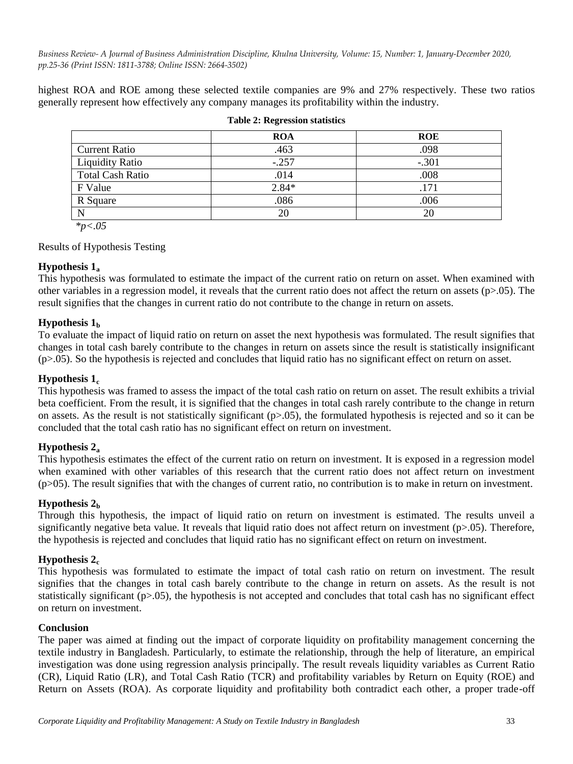highest ROA and ROE among these selected textile companies are 9% and 27% respectively. These two ratios generally represent how effectively any company manages its profitability within the industry.

**Table 2: Regression statistics**

| | ROA | ROE |
|---|---|---|
| Current Ratio | .463 | .098 |
| Liquidity Ratio | -.257 | -.301 |
| Total Cash Ratio | .014 | .008 |
| F Value | 2.84* | .171 |
| R Square | .086 | .006 |
| N | 20 | 20 |

*$*p<.05$*

Results of Hypothesis Testing

### Hypothesis $1_a$

This hypothesis was formulated to estimate the impact of the current ratio on return on asset. When examined with other variables in a regression model, it reveals that the current ratio does not affect the return on assets ($p>.05$). The result signifies that the changes in current ratio do not contribute to the change in return on assets.

### Hypothesis $1_b$

To evaluate the impact of liquid ratio on return on asset the next hypothesis was formulated. The result signifies that changes in total cash barely contribute to the changes in return on assets since the result is statistically insignificant ($p>.05$). So the hypothesis is rejected and concludes that liquid ratio has no significant effect on return on asset.

### Hypothesis $1_c$

This hypothesis was framed to assess the impact of the total cash ratio on return on asset. The result exhibits a trivial beta coefficient. From the result, it is signified that the changes in total cash rarely contribute to the change in return on assets. As the result is not statistically significant ($p>.05$), the formulated hypothesis is rejected and so it can be concluded that the total cash ratio has no significant effect on return on investment.

### Hypothesis $2_a$

This hypothesis estimates the effect of the current ratio on return on investment. It is exposed in a regression model when examined with other variables of this research that the current ratio does not affect return on investment ($p>05$). The result signifies that with the changes of current ratio, no contribution is to make in return on investment.

### Hypothesis $2_b$

Through this hypothesis, the impact of liquid ratio on return on investment is estimated. The results unveil a significantly negative beta value. It reveals that liquid ratio does not affect return on investment ($p>.05$). Therefore, the hypothesis is rejected and concludes that liquid ratio has no significant effect on return on investment.

### Hypothesis $2_c$

This hypothesis was formulated to estimate the impact of total cash ratio on return on investment. The result signifies that the changes in total cash barely contribute to the change in return on assets. As the result is not statistically significant ($p>.05$), the hypothesis is not accepted and concludes that total cash has no significant effect on return on investment.

## Conclusion

The paper was aimed at finding out the impact of corporate liquidity on profitability management concerning the textile industry in Bangladesh. Particularly, to estimate the relationship, through the help of literature, an empirical investigation was done using regression analysis principally. The result reveals liquidity variables as Current Ratio (CR), Liquid Ratio (LR), and Total Cash Ratio (TCR) and profitability variables by Return on Equity (ROE) and Return on Assets (ROA). As corporate liquidity and profitability both contradict each other, a proper trade-off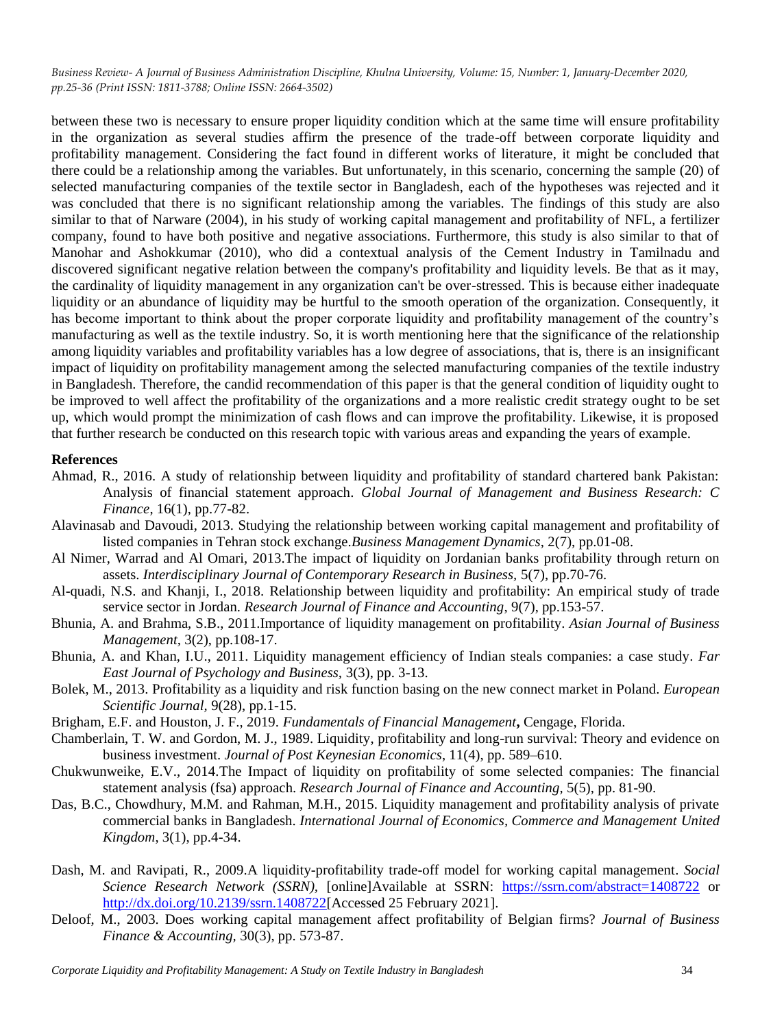between these two is necessary to ensure proper liquidity condition which at the same time will ensure profitability in the organization as several studies affirm the presence of the trade-off between corporate liquidity and profitability management. Considering the fact found in different works of literature, it might be concluded that there could be a relationship among the variables. But unfortunately, in this scenario, concerning the sample (20) of selected manufacturing companies of the textile sector in Bangladesh, each of the hypotheses was rejected and it was concluded that there is no significant relationship among the variables. The findings of this study are also similar to that of Narware (2004), in his study of working capital management and profitability of NFL, a fertilizer company, found to have both positive and negative associations. Furthermore, this study is also similar to that of Manohar and Ashokkumar (2010), who did a contextual analysis of the Cement Industry in Tamilnadu and discovered significant negative relation between the company's profitability and liquidity levels. Be that as it may, the cardinality of liquidity management in any organization can't be over-stressed. This is because either inadequate liquidity or an abundance of liquidity may be hurtful to the smooth operation of the organization. Consequently, it has become important to think about the proper corporate liquidity and profitability management of the country's manufacturing as well as the textile industry. So, it is worth mentioning here that the significance of the relationship among liquidity variables and profitability variables has a low degree of associations, that is, there is an insignificant impact of liquidity on profitability management among the selected manufacturing companies of the textile industry in Bangladesh. Therefore, the candid recommendation of this paper is that the general condition of liquidity ought to be improved to well affect the profitability of the organizations and a more realistic credit strategy ought to be set up, which would prompt the minimization of cash flows and can improve the profitability. Likewise, it is proposed that further research be conducted on this research topic with various areas and expanding the years of example.

## References

Ahmad, R., 2016. A study of relationship between liquidity and profitability of standard chartered bank Pakistan: Analysis of financial statement approach. *Global Journal of Management and Business Research: C Finance*, 16(1), pp.77-82.

Alavinasab and Davoudi, 2013. Studying the relationship between working capital management and profitability of listed companies in Tehran stock exchange.*Business Management Dynamics*, 2(7), pp.01-08.

Al Nimer, Warrad and Al Omari, 2013.The impact of liquidity on Jordanian banks profitability through return on assets. *Interdisciplinary Journal of Contemporary Research in Business*, 5(7), pp.70-76.

Al-quadi, N.S. and Khanji, I., 2018. Relationship between liquidity and profitability: An empirical study of trade service sector in Jordan. *Research Journal of Finance and Accounting*, 9(7), pp.153-57.

Bhunia, A. and Brahma, S.B., 2011.Importance of liquidity management on profitability. *Asian Journal of Business Management*, 3(2), pp.108-17.

Bhunia, A. and Khan, I.U., 2011. Liquidity management efficiency of Indian steals companies: a case study. *Far East Journal of Psychology and Business*, 3(3), pp. 3-13.

Bolek, M., 2013. Profitability as a liquidity and risk function basing on the new connect market in Poland. *European Scientific Journal*, 9(28), pp.1-15.

Brigham, E.F. and Houston, J. F., 2019. *Fundamentals of Financial Management***,** Cengage, Florida.

Chamberlain, T. W. and Gordon, M. J., 1989. Liquidity, profitability and long-run survival: Theory and evidence on business investment. *Journal of Post Keynesian Economics*, 11(4), pp. 589–610.

Chukwunweike, E.V., 2014.The Impact of liquidity on profitability of some selected companies: The financial statement analysis (fsa) approach. *Research Journal of Finance and Accounting*, 5(5), pp. 81-90.

Das, B.C., Chowdhury, M.M. and Rahman, M.H., 2015. Liquidity management and profitability analysis of private commercial banks in Bangladesh. *International Journal of Economics, Commerce and Management United Kingdom*, 3(1), pp.4-34.

Dash, M. and Ravipati, R., 2009.A liquidity-profitability trade-off model for working capital management. *Social Science Research Network (SSRN)*, [online]Available at SSRN: https://ssrn.com/abstract=1408722 or http://dx.doi.org/10.2139/ssrn.1408722[Accessed 25 February 2021].

Deloof, M., 2003. Does working capital management affect profitability of Belgian firms? *Journal of Business Finance & Accounting*, 30(3), pp. 573-87.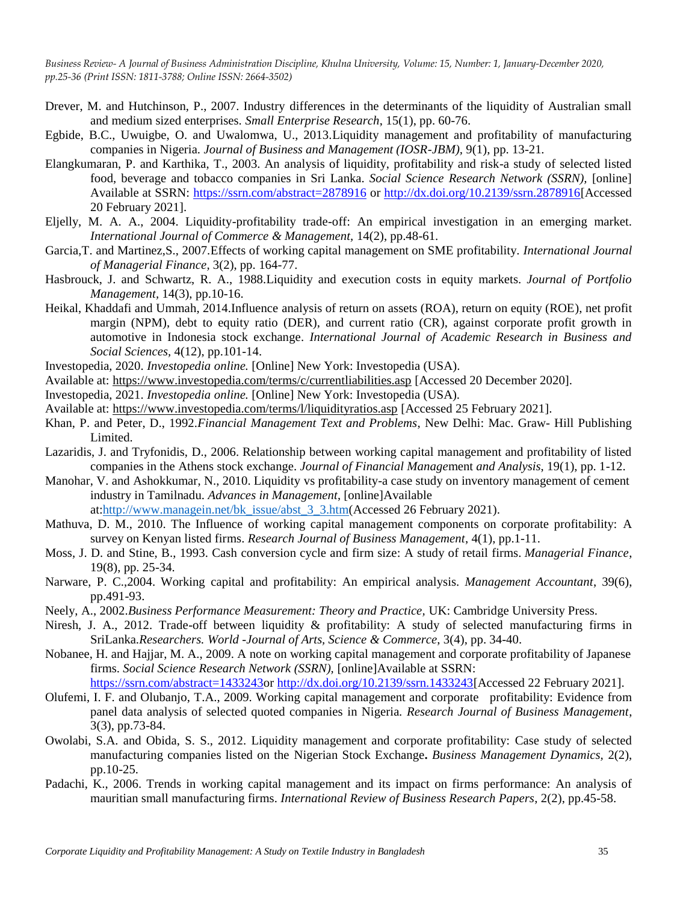Drever, M. and Hutchinson, P., 2007. Industry differences in the determinants of the liquidity of Australian small and medium sized enterprises. *Small Enterprise Research*, 15(1), pp. 60-76.

Egbide, B.C., Uwuigbe, O. and Uwalomwa, U., 2013.Liquidity management and profitability of manufacturing companies in Nigeria. *Journal of Business and Management (IOSR-JBM),* 9(1), pp. 13-21.

Elangkumaran, P. and Karthika, T., 2003. An analysis of liquidity, profitability and risk-a study of selected listed food, beverage and tobacco companies in Sri Lanka. *Social Science Research Network (SSRN),* [online] Available at SSRN: https://ssrn.com/abstract=2878916 or http://dx.doi.org/10.2139/ssrn.2878916[Accessed 20 February 2021].

Eljelly, M. A. A., 2004. Liquidity-profitability trade-off: An empirical investigation in an emerging market. *International Journal of Commerce & Management,* 14(2), pp.48-61.

Garcia,T. and Martinez,S., 2007.Effects of working capital management on SME profitability. *International Journal of Managerial Finance*, 3(2), pp. 164-77.

Hasbrouck, J. and Schwartz, R. A., 1988.Liquidity and execution costs in equity markets. *Journal of Portfolio Management*, 14(3), pp.10-16.

Heikal, Khaddafi and Ummah, 2014.Influence analysis of return on assets (ROA), return on equity (ROE), net profit margin (NPM), debt to equity ratio (DER), and current ratio (CR), against corporate profit growth in automotive in Indonesia stock exchange. *International Journal of Academic Research in Business and Social Sciences,* 4(12), pp.101-14.

Investopedia, 2020. *Investopedia online.* [Online] New York: Investopedia (USA).

Available at: https://www.investopedia.com/terms/c/currentliabilities.asp [Accessed 20 December 2020].

Investopedia, 2021. *Investopedia online.* [Online] New York: Investopedia (USA).

Available at: https://www.investopedia.com/terms/l/liquidityratios.asp [Accessed 25 February 2021].

Khan, P. and Peter, D., 1992.*Financial Management Text and Problems*, New Delhi: Mac. Graw- Hill Publishing Limited.

Lazaridis, J. and Tryfonidis, D., 2006. Relationship between working capital management and profitability of listed companies in the Athens stock exchange. *Journal of Financial Management and Analysis*, 19(1), pp. 1-12.

Manohar, V. and Ashokkumar, N., 2010. Liquidity vs profitability-a case study on inventory management of cement industry in Tamilnadu. *Advances in Management*, [online]Available at:http://www.managein.net/bk_issue/abst_3_3.htm(Accessed 26 February 2021).

Mathuva, D. M., 2010. The Influence of working capital management components on corporate profitability: A survey on Kenyan listed firms. *Research Journal of Business Management*, 4(1), pp.1-11.

Moss, J. D. and Stine, B., 1993. Cash conversion cycle and firm size: A study of retail firms. *Managerial Finance*, 19(8), pp. 25-34.

Narware, P. C.,2004. Working capital and profitability: An empirical analysis. *Management Accountant*, 39(6), pp.491-93.

Neely, A., 2002.*Business Performance Measurement: Theory and Practice,* UK: Cambridge University Press.

Niresh, J. A., 2012. Trade-off between liquidity & profitability: A study of selected manufacturing firms in SriLanka.*Researchers. World -Journal of Arts, Science & Commerce,* 3(4), pp. 34-40.

Nobanee, H. and Hajjar, M. A., 2009. A note on working capital management and corporate profitability of Japanese firms. *Social Science Research Network (SSRN),* [online]Available at SSRN: https://ssrn.com/abstract=1433243or http://dx.doi.org/10.2139/ssrn.1433243[Accessed 22 February 2021].

Olufemi, I. F. and Olubanjo, T.A., 2009. Working capital management and corporate profitability: Evidence from panel data analysis of selected quoted companies in Nigeria*. Research Journal of Business Management*, 3(3), pp.73-84.

Owolabi, S.A. and Obida, S. S., 2012. Liquidity management and corporate profitability: Case study of selected manufacturing companies listed on the Nigerian Stock Exchange**.** *Business Management Dynamics,* 2(2), pp.10-25.

Padachi, K., 2006. Trends in working capital management and its impact on firms performance: An analysis of mauritian small manufacturing firms. *International Review of Business Research Papers*, 2(2), pp.45-58.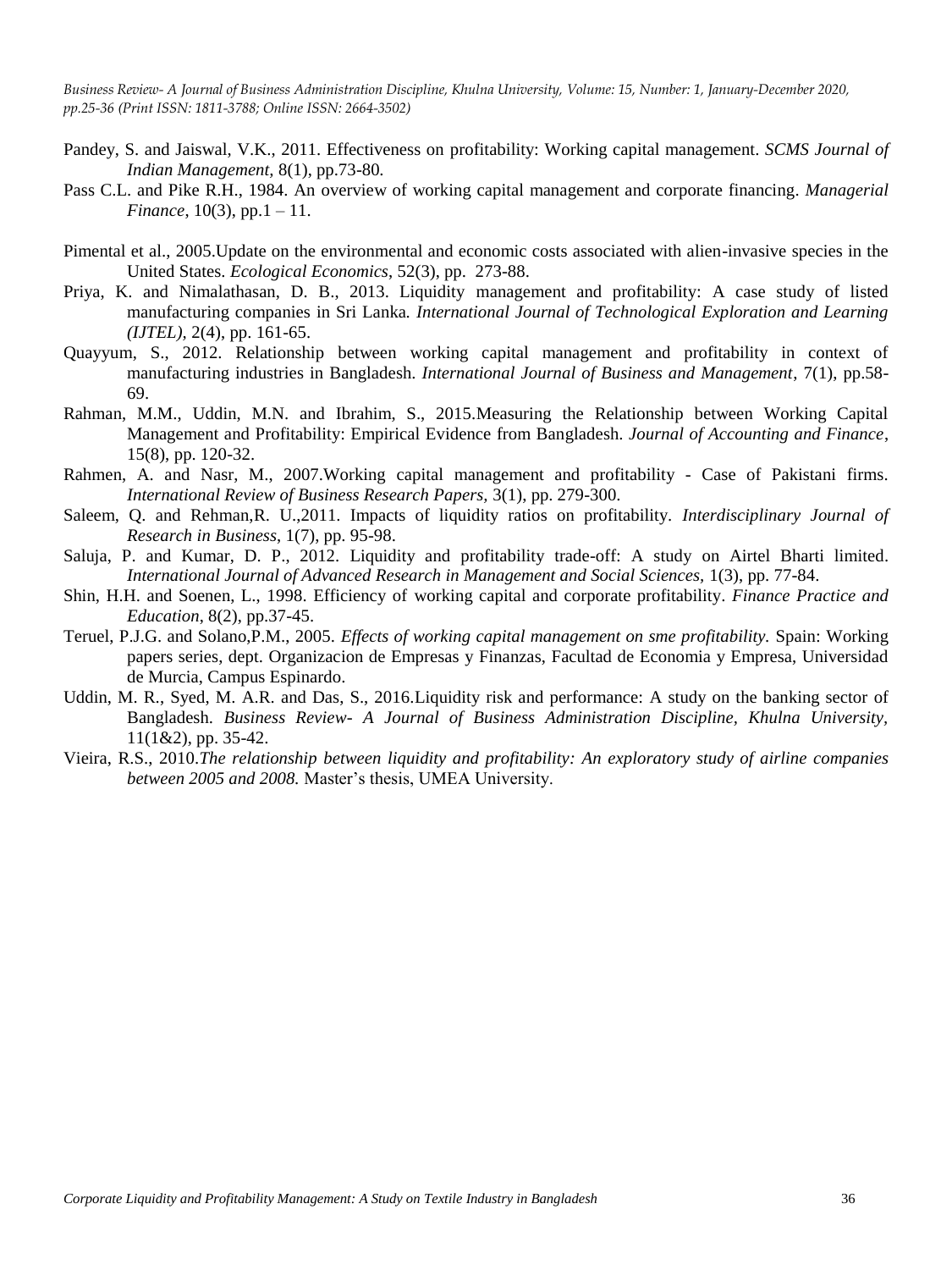Pandey, S. and Jaiswal, V.K., 2011. Effectiveness on profitability: Working capital management. *SCMS Journal of Indian Management*, 8(1), pp.73-80.

Pass C.L. and Pike R.H., 1984. An overview of working capital management and corporate financing. *Managerial Finance*, 10(3), pp.1 – 11.

Pimental et al., 2005.Update on the environmental and economic costs associated with alien-invasive species in the United States. *Ecological Economics*, 52(3), pp. 273-88.

Priya, K. and Nimalathasan, D. B., 2013. Liquidity management and profitability: A case study of listed manufacturing companies in Sri Lanka. *International Journal of Technological Exploration and Learning (IJTEL)*, 2(4), pp. 161-65.

Quayyum, S., 2012. Relationship between working capital management and profitability in context of manufacturing industries in Bangladesh. *International Journal of Business and Management*, 7(1), pp.58-69.

Rahman, M.M., Uddin, M.N. and Ibrahim, S., 2015.Measuring the Relationship between Working Capital Management and Profitability: Empirical Evidence from Bangladesh. *Journal of Accounting and Finance*, 15(8), pp. 120-32.

Rahmen, A. and Nasr, M., 2007.Working capital management and profitability - Case of Pakistani firms. *International Review of Business Research Papers*, 3(1), pp. 279-300.

Saleem, Q. and Rehman,R. U.,2011. Impacts of liquidity ratios on profitability. *Interdisciplinary Journal of Research in Business*, 1(7), pp. 95-98.

Saluja, P. and Kumar, D. P., 2012. Liquidity and profitability trade-off: A study on Airtel Bharti limited. *International Journal of Advanced Research in Management and Social Sciences*, 1(3), pp. 77-84.

Shin, H.H. and Soenen, L., 1998. Efficiency of working capital and corporate profitability. *Finance Practice and Education*, 8(2), pp.37-45.

Teruel, P.J.G. and Solano,P.M., 2005. *Effects of working capital management on sme profitability.* Spain: Working papers series, dept. Organizacion de Empresas y Finanzas, Facultad de Economia y Empresa, Universidad de Murcia, Campus Espinardo.

Uddin, M. R., Syed, M. A.R. and Das, S., 2016.Liquidity risk and performance: A study on the banking sector of Bangladesh. *Business Review- A Journal of Business Administration Discipline, Khulna University*, 11(1&2), pp. 35-42.

Vieira, R.S., 2010.*The relationship between liquidity and profitability: An exploratory study of airline companies between 2005 and 2008.* Master's thesis, UMEA University.